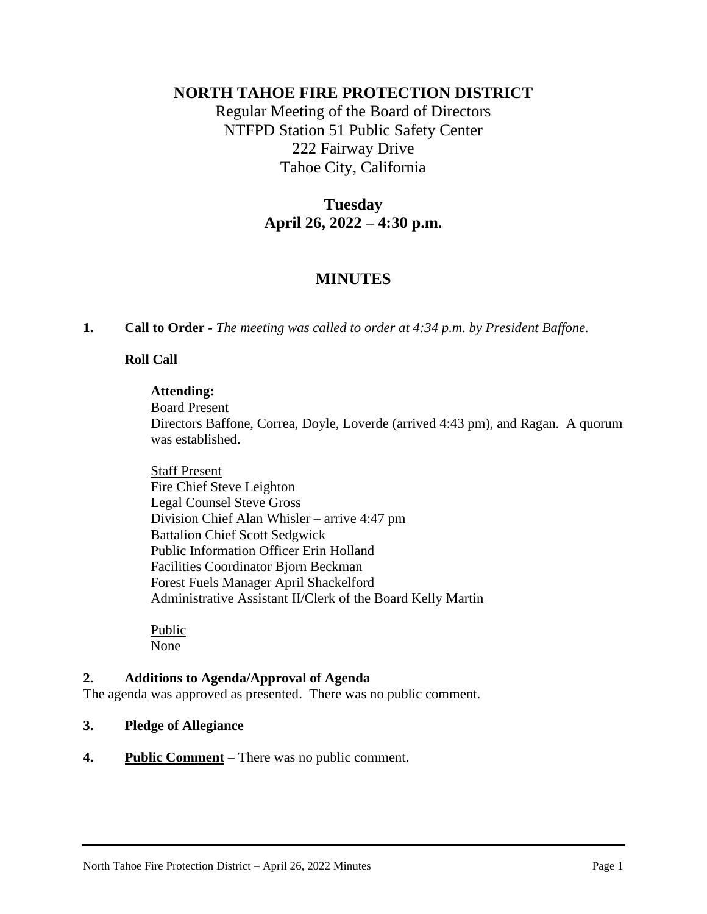# NORTH TAHOE FIRE PROTECTION DISTRICT

Regular Meeting of the Board of Directors
NTFPD Station 51 Public Safety Center
222 Fairway Drive
Tahoe City, California

**Tuesday**
**April 26, 2022 – 4:30 p.m.**

## MINUTES

**1. Call to Order -** *The meeting was called to order at 4:34 p.m. by President Baffone.*

**Roll Call**

**Attending:**

Board Present
Directors Baffone, Correa, Doyle, Loverde (arrived 4:43 pm), and Ragan. A quorum was established.

Staff Present
Fire Chief Steve Leighton
Legal Counsel Steve Gross
Division Chief Alan Whisler – arrive 4:47 pm
Battalion Chief Scott Sedgwick
Public Information Officer Erin Holland
Facilities Coordinator Bjorn Beckman
Forest Fuels Manager April Shackelford
Administrative Assistant II/Clerk of the Board Kelly Martin

Public
None

**2. Additions to Agenda/Approval of Agenda**

The agenda was approved as presented. There was no public comment.

**3. Pledge of Allegiance**

**4. Public Comment** – There was no public comment.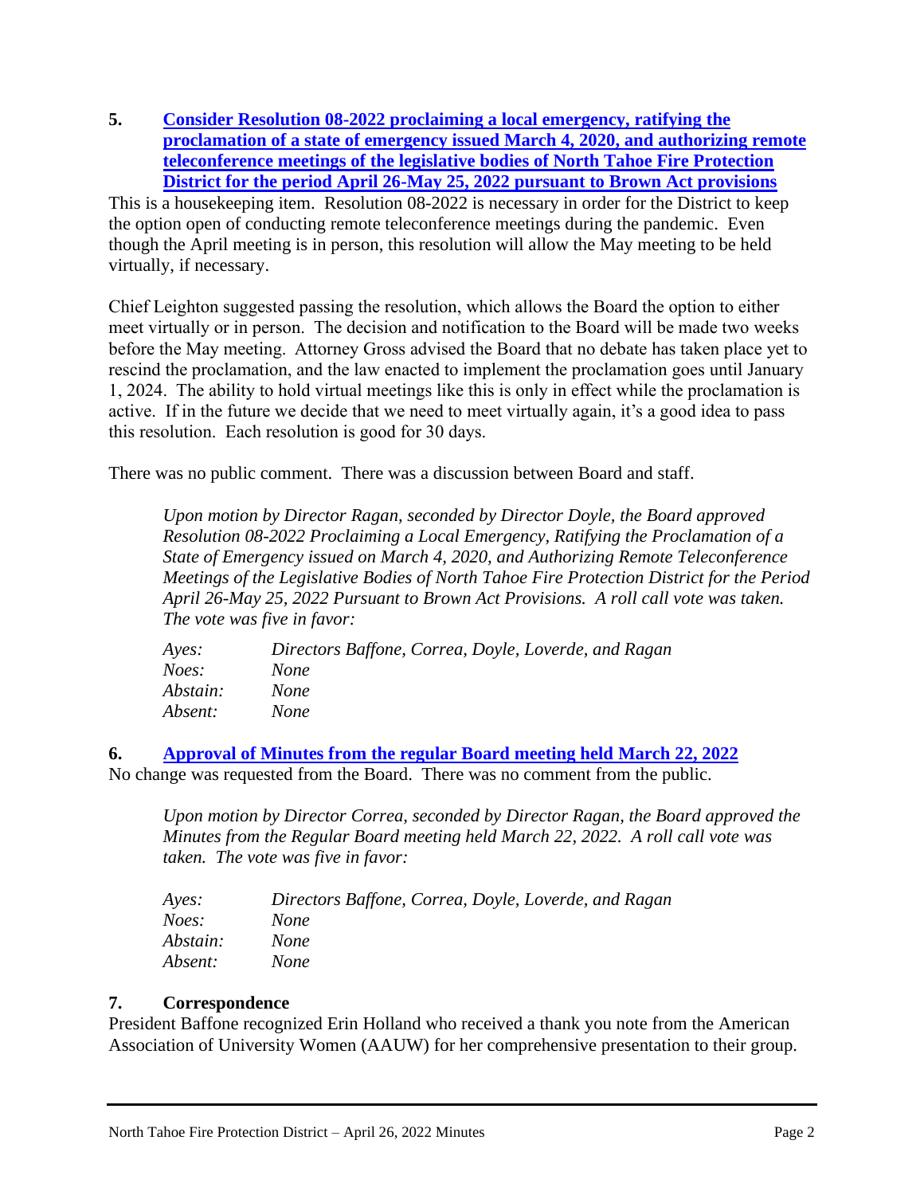**5. Consider Resolution 08-2022 proclaiming a local emergency, ratifying the proclamation of a state of emergency issued March 4, 2020, and authorizing remote teleconference meetings of the legislative bodies of North Tahoe Fire Protection District for the period April 26-May 25, 2022 pursuant to Brown Act provisions**

This is a housekeeping item. Resolution 08-2022 is necessary in order for the District to keep the option open of conducting remote teleconference meetings during the pandemic. Even though the April meeting is in person, this resolution will allow the May meeting to be held virtually, if necessary.

Chief Leighton suggested passing the resolution, which allows the Board the option to either meet virtually or in person. The decision and notification to the Board will be made two weeks before the May meeting. Attorney Gross advised the Board that no debate has taken place yet to rescind the proclamation, and the law enacted to implement the proclamation goes until January 1, 2024. The ability to hold virtual meetings like this is only in effect while the proclamation is active. If in the future we decide that we need to meet virtually again, it's a good idea to pass this resolution. Each resolution is good for 30 days.

There was no public comment. There was a discussion between Board and staff.

*Upon motion by Director Ragan, seconded by Director Doyle, the Board approved Resolution 08-2022 Proclaiming a Local Emergency, Ratifying the Proclamation of a State of Emergency issued on March 4, 2020, and Authorizing Remote Teleconference Meetings of the Legislative Bodies of North Tahoe Fire Protection District for the Period April 26-May 25, 2022 Pursuant to Brown Act Provisions. A roll call vote was taken. The vote was five in favor:*

*Ayes:* *Directors Baffone, Correa, Doyle, Loverde, and Ragan*
*Noes:* *None*
*Abstain:* *None*
*Absent:* *None*

**6. Approval of Minutes from the regular Board meeting held March 22, 2022**

No change was requested from the Board. There was no comment from the public.

*Upon motion by Director Correa, seconded by Director Ragan, the Board approved the Minutes from the Regular Board meeting held March 22, 2022. A roll call vote was taken. The vote was five in favor:*

*Ayes:* *Directors Baffone, Correa, Doyle, Loverde, and Ragan*
*Noes:* *None*
*Abstain:* *None*
*Absent:* *None*

**7. Correspondence**

President Baffone recognized Erin Holland who received a thank you note from the American Association of University Women (AAUW) for her comprehensive presentation to their group.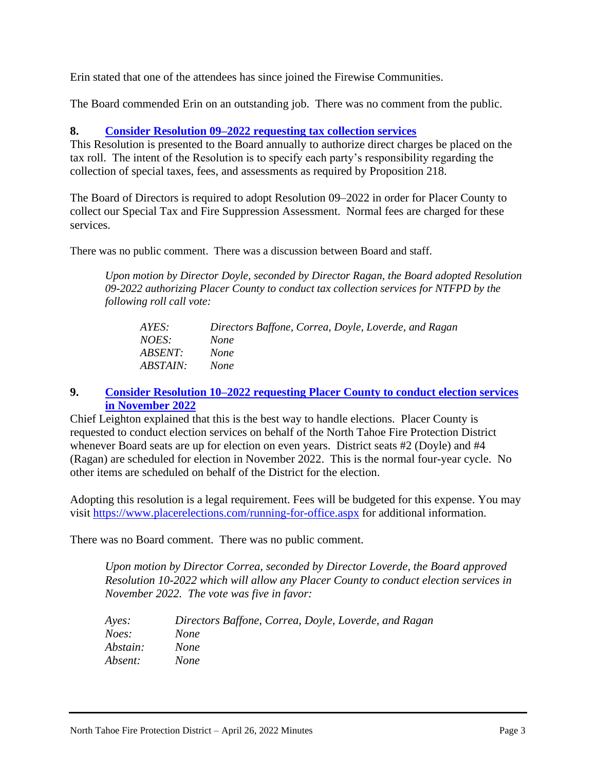Erin stated that one of the attendees has since joined the Firewise Communities.

The Board commended Erin on an outstanding job. There was no comment from the public.

## 8. Consider Resolution 09–2022 requesting tax collection services

This Resolution is presented to the Board annually to authorize direct charges be placed on the tax roll. The intent of the Resolution is to specify each party's responsibility regarding the collection of special taxes, fees, and assessments as required by Proposition 218.

The Board of Directors is required to adopt Resolution 09–2022 in order for Placer County to collect our Special Tax and Fire Suppression Assessment. Normal fees are charged for these services.

There was no public comment. There was a discussion between Board and staff.

> *Upon motion by Director Doyle, seconded by Director Ragan, the Board adopted Resolution 09-2022 authorizing Placer County to conduct tax collection services for NTFPD by the following roll call vote:*
>
> | | |
> |---|---|
> | *AYES:* | *Directors Baffone, Correa, Doyle, Loverde, and Ragan* |
> | *NOES:* | *None* |
> | *ABSENT:* | *None* |
> | *ABSTAIN:* | *None* |

## 9. Consider Resolution 10–2022 requesting Placer County to conduct election services in November 2022

Chief Leighton explained that this is the best way to handle elections. Placer County is requested to conduct election services on behalf of the North Tahoe Fire Protection District whenever Board seats are up for election on even years. District seats #2 (Doyle) and #4 (Ragan) are scheduled for election in November 2022. This is the normal four-year cycle. No other items are scheduled on behalf of the District for the election.

Adopting this resolution is a legal requirement. Fees will be budgeted for this expense. You may visit https://www.placerelections.com/running-for-office.aspx for additional information.

There was no Board comment. There was no public comment.

> *Upon motion by Director Correa, seconded by Director Loverde, the Board approved Resolution 10-2022 which will allow any Placer County to conduct election services in November 2022. The vote was five in favor:*
>
> | | |
> |---|---|
> | *Ayes:* | *Directors Baffone, Correa, Doyle, Loverde, and Ragan* |
> | *Noes:* | *None* |
> | *Abstain:* | *None* |
> | *Absent:* | *None* |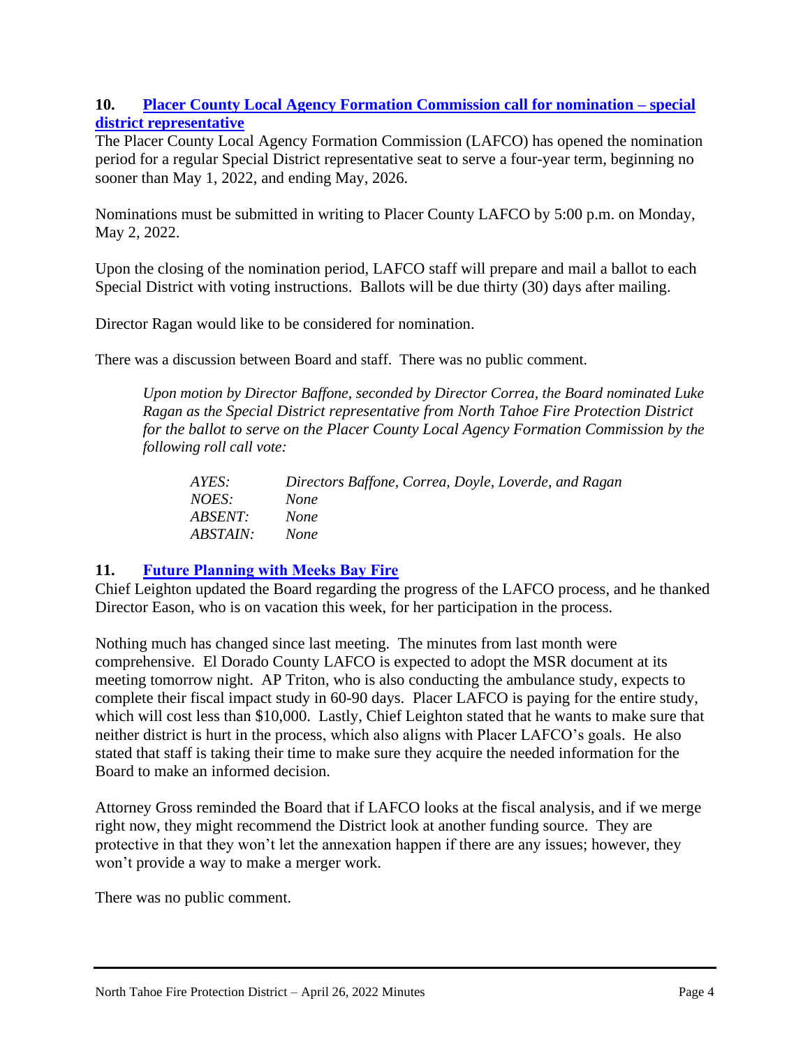### 10. [Placer County Local Agency Formation Commission call for nomination – special district representative]

The Placer County Local Agency Formation Commission (LAFCO) has opened the nomination period for a regular Special District representative seat to serve a four-year term, beginning no sooner than May 1, 2022, and ending May, 2026.

Nominations must be submitted in writing to Placer County LAFCO by 5:00 p.m. on Monday, May 2, 2022.

Upon the closing of the nomination period, LAFCO staff will prepare and mail a ballot to each Special District with voting instructions. Ballots will be due thirty (30) days after mailing.

Director Ragan would like to be considered for nomination.

There was a discussion between Board and staff. There was no public comment.

> *Upon motion by Director Baffone, seconded by Director Correa, the Board nominated Luke Ragan as the Special District representative from North Tahoe Fire Protection District for the ballot to serve on the Placer County Local Agency Formation Commission by the following roll call vote:*
>
> *AYES:* *Directors Baffone, Correa, Doyle, Loverde, and Ragan*
> *NOES:* *None*
> *ABSENT:* *None*
> *ABSTAIN:* *None*

### 11. [Future Planning with Meeks Bay Fire]

Chief Leighton updated the Board regarding the progress of the LAFCO process, and he thanked Director Eason, who is on vacation this week, for her participation in the process.

Nothing much has changed since last meeting. The minutes from last month were comprehensive. El Dorado County LAFCO is expected to adopt the MSR document at its meeting tomorrow night. AP Triton, who is also conducting the ambulance study, expects to complete their fiscal impact study in 60-90 days. Placer LAFCO is paying for the entire study, which will cost less than $10,000. Lastly, Chief Leighton stated that he wants to make sure that neither district is hurt in the process, which also aligns with Placer LAFCO's goals. He also stated that staff is taking their time to make sure they acquire the needed information for the Board to make an informed decision.

Attorney Gross reminded the Board that if LAFCO looks at the fiscal analysis, and if we merge right now, they might recommend the District look at another funding source. They are protective in that they won't let the annexation happen if there are any issues; however, they won't provide a way to make a merger work.

There was no public comment.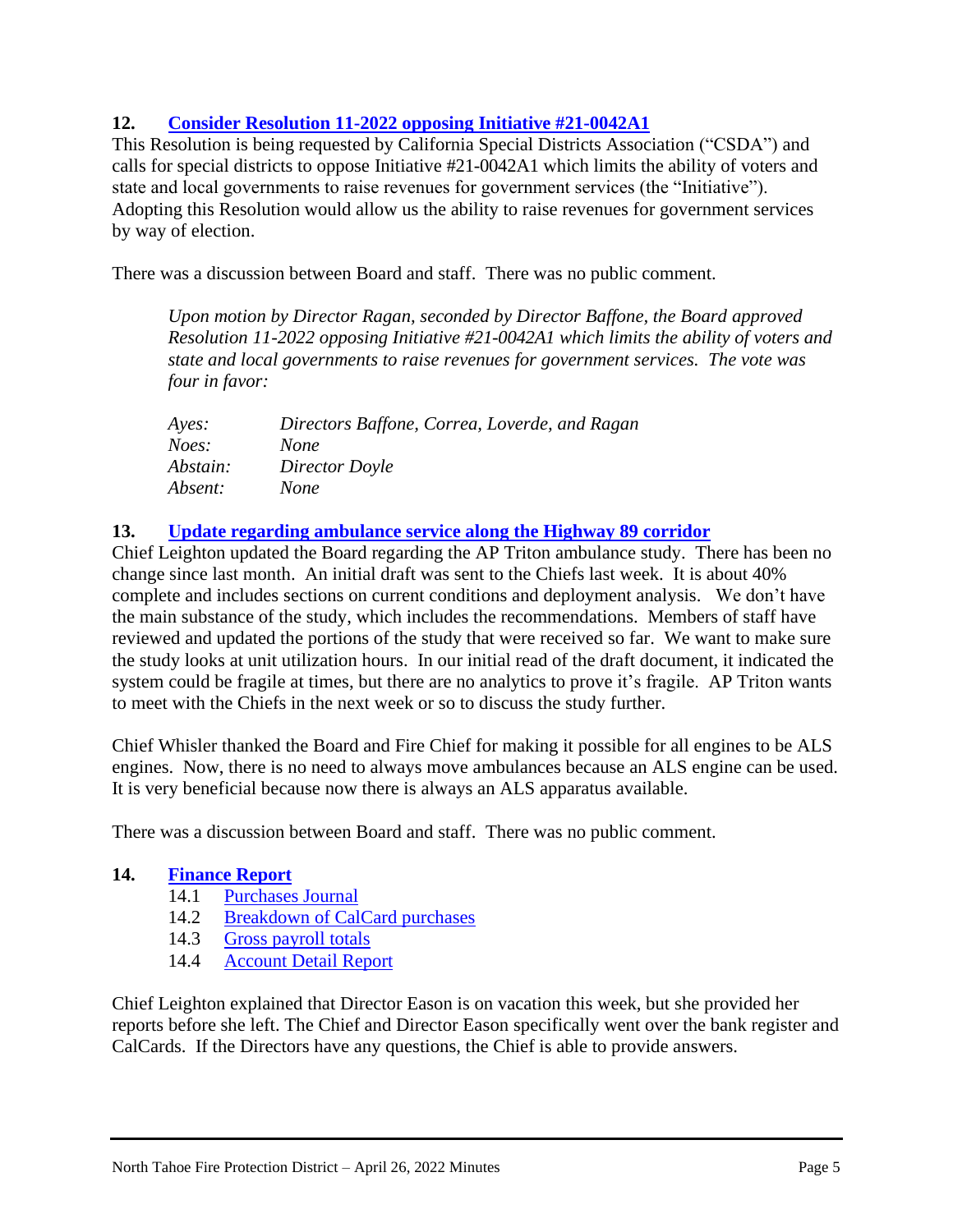## 12. [Consider Resolution 11-2022 opposing Initiative #21-0042A1]

This Resolution is being requested by California Special Districts Association ("CSDA") and calls for special districts to oppose Initiative #21-0042A1 which limits the ability of voters and state and local governments to raise revenues for government services (the "Initiative"). Adopting this Resolution would allow us the ability to raise revenues for government services by way of election.

There was a discussion between Board and staff. There was no public comment.

> *Upon motion by Director Ragan, seconded by Director Baffone, the Board approved Resolution 11-2022 opposing Initiative #21-0042A1 which limits the ability of voters and state and local governments to raise revenues for government services. The vote was four in favor:*
>
> *Ayes:* *Directors Baffone, Correa, Loverde, and Ragan*
> *Noes:* *None*
> *Abstain:* *Director Doyle*
> *Absent:* *None*

## 13. [Update regarding ambulance service along the Highway 89 corridor]

Chief Leighton updated the Board regarding the AP Triton ambulance study. There has been no change since last month. An initial draft was sent to the Chiefs last week. It is about 40% complete and includes sections on current conditions and deployment analysis. We don't have the main substance of the study, which includes the recommendations. Members of staff have reviewed and updated the portions of the study that were received so far. We want to make sure the study looks at unit utilization hours. In our initial read of the draft document, it indicated the system could be fragile at times, but there are no analytics to prove it's fragile. AP Triton wants to meet with the Chiefs in the next week or so to discuss the study further.

Chief Whisler thanked the Board and Fire Chief for making it possible for all engines to be ALS engines. Now, there is no need to always move ambulances because an ALS engine can be used. It is very beneficial because now there is always an ALS apparatus available.

There was a discussion between Board and staff. There was no public comment.

## 14. [Finance Report]

- 14.1 Purchases Journal
- 14.2 Breakdown of CalCard purchases
- 14.3 Gross payroll totals
- 14.4 Account Detail Report

Chief Leighton explained that Director Eason is on vacation this week, but she provided her reports before she left. The Chief and Director Eason specifically went over the bank register and CalCards. If the Directors have any questions, the Chief is able to provide answers.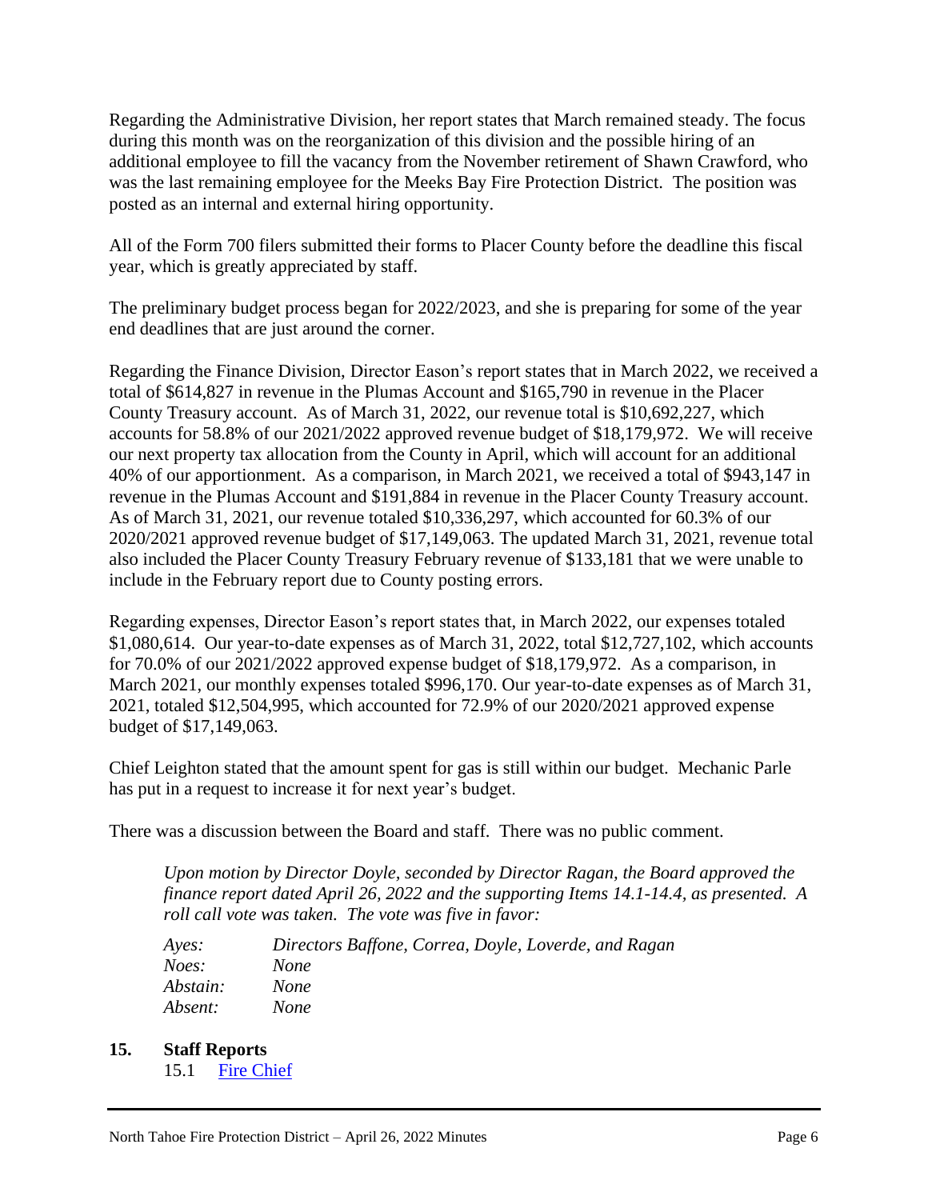Regarding the Administrative Division, her report states that March remained steady. The focus during this month was on the reorganization of this division and the possible hiring of an additional employee to fill the vacancy from the November retirement of Shawn Crawford, who was the last remaining employee for the Meeks Bay Fire Protection District. The position was posted as an internal and external hiring opportunity.

All of the Form 700 filers submitted their forms to Placer County before the deadline this fiscal year, which is greatly appreciated by staff.

The preliminary budget process began for 2022/2023, and she is preparing for some of the year end deadlines that are just around the corner.

Regarding the Finance Division, Director Eason's report states that in March 2022, we received a total of $614,827 in revenue in the Plumas Account and $165,790 in revenue in the Placer County Treasury account. As of March 31, 2022, our revenue total is $10,692,227, which accounts for 58.8% of our 2021/2022 approved revenue budget of $18,179,972. We will receive our next property tax allocation from the County in April, which will account for an additional 40% of our apportionment. As a comparison, in March 2021, we received a total of $943,147 in revenue in the Plumas Account and $191,884 in revenue in the Placer County Treasury account. As of March 31, 2021, our revenue totaled $10,336,297, which accounted for 60.3% of our 2020/2021 approved revenue budget of $17,149,063. The updated March 31, 2021, revenue total also included the Placer County Treasury February revenue of $133,181 that we were unable to include in the February report due to County posting errors.

Regarding expenses, Director Eason's report states that, in March 2022, our expenses totaled $1,080,614. Our year-to-date expenses as of March 31, 2022, total $12,727,102, which accounts for 70.0% of our 2021/2022 approved expense budget of $18,179,972. As a comparison, in March 2021, our monthly expenses totaled $996,170. Our year-to-date expenses as of March 31, 2021, totaled $12,504,995, which accounted for 72.9% of our 2020/2021 approved expense budget of $17,149,063.

Chief Leighton stated that the amount spent for gas is still within our budget. Mechanic Parle has put in a request to increase it for next year's budget.

There was a discussion between the Board and staff. There was no public comment.

*Upon motion by Director Doyle, seconded by Director Ragan, the Board approved the finance report dated April 26, 2022 and the supporting Items 14.1-14.4, as presented. A roll call vote was taken. The vote was five in favor:*

*Ayes:* *Directors Baffone, Correa, Doyle, Loverde, and Ragan*
*Noes:* *None*
*Abstain:* *None*
*Absent:* *None*

## 15. Staff Reports

15.1 Fire Chief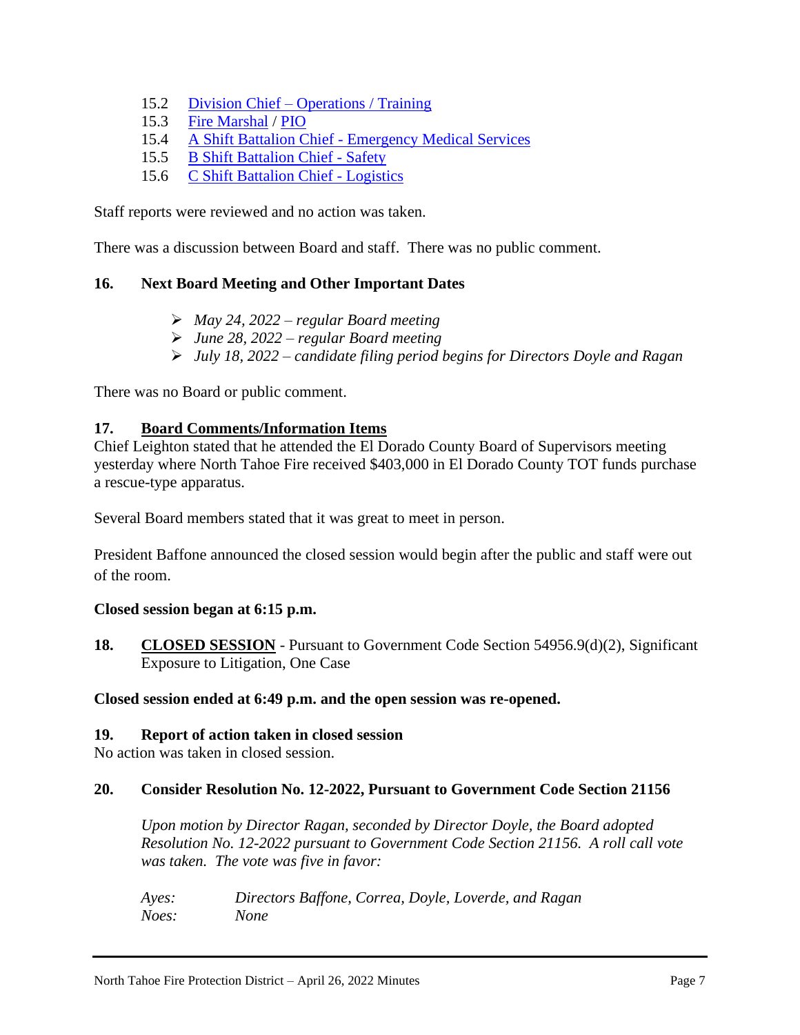15.2 [Division Chief – Operations / Training]
15.3 [Fire Marshal] / [PIO]
15.4 [A Shift Battalion Chief - Emergency Medical Services]
15.5 [B Shift Battalion Chief - Safety]
15.6 [C Shift Battalion Chief - Logistics]

Staff reports were reviewed and no action was taken.

There was a discussion between Board and staff. There was no public comment.

**16. Next Board Meeting and Other Important Dates**

- *May 24, 2022 – regular Board meeting*
- *June 28, 2022 – regular Board meeting*
- *July 18, 2022 – candidate filing period begins for Directors Doyle and Ragan*

There was no Board or public comment.

**17. Board Comments/Information Items**

Chief Leighton stated that he attended the El Dorado County Board of Supervisors meeting yesterday where North Tahoe Fire received $403,000 in El Dorado County TOT funds purchase a rescue-type apparatus.

Several Board members stated that it was great to meet in person.

President Baffone announced the closed session would begin after the public and staff were out of the room.

**Closed session began at 6:15 p.m.**

**18. CLOSED SESSION** - Pursuant to Government Code Section 54956.9(d)(2), Significant Exposure to Litigation, One Case

**Closed session ended at 6:49 p.m. and the open session was re-opened.**

**19. Report of action taken in closed session**

No action was taken in closed session.

**20. Consider Resolution No. 12-2022, Pursuant to Government Code Section 21156**

*Upon motion by Director Ragan, seconded by Director Doyle, the Board adopted Resolution No. 12-2022 pursuant to Government Code Section 21156. A roll call vote was taken. The vote was five in favor:*

*Ayes:* *Directors Baffone, Correa, Doyle, Loverde, and Ragan*
*Noes:* *None*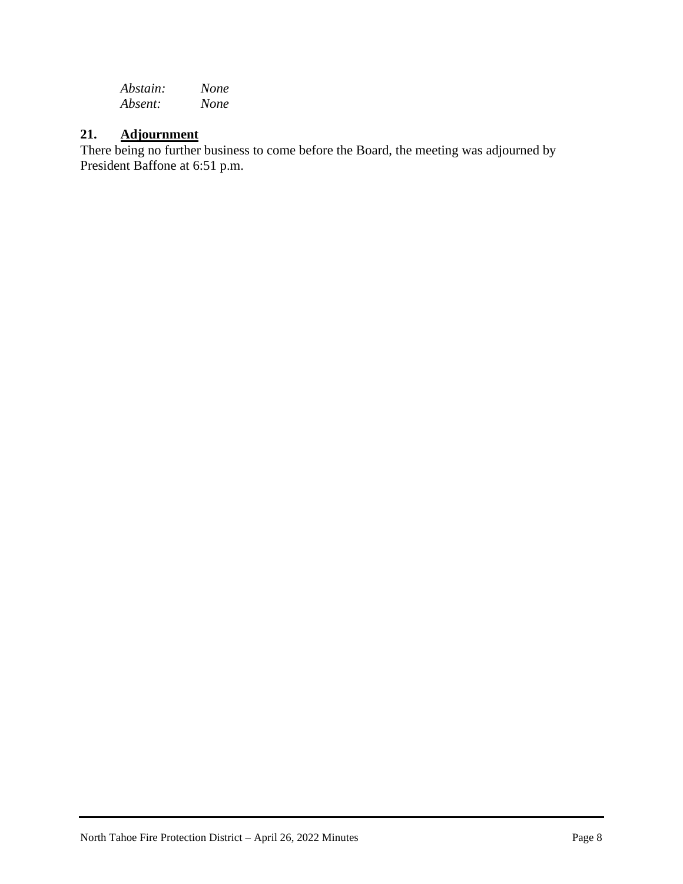*Abstain:* *None*
*Absent:* *None*

**21. Adjournment**

There being no further business to come before the Board, the meeting was adjourned by President Baffone at 6:51 p.m.